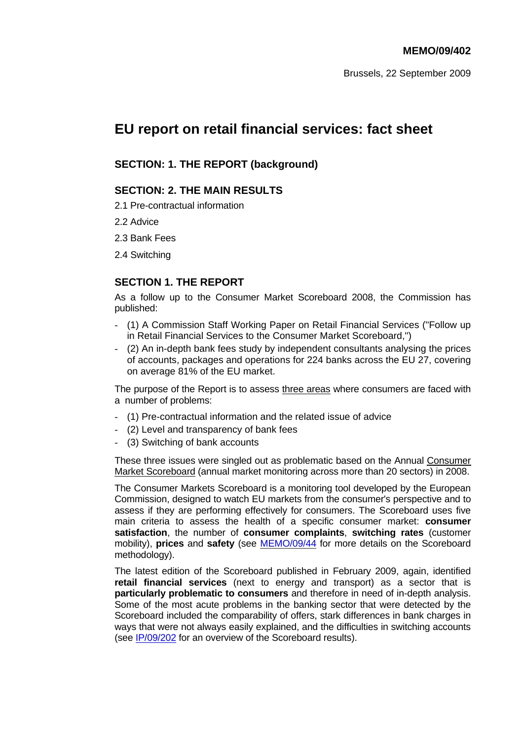**MEMO/09/402**

Brussels, 22 September 2009

# EU report on retail financial services: fact sheet

## SECTION: 1. THE REPORT (background)

## SECTION: 2. THE MAIN RESULTS

2.1 Pre-contractual information

2.2 Advice

2.3 Bank Fees

2.4 Switching

## SECTION 1. THE REPORT

As a follow up to the Consumer Market Scoreboard 2008, the Commission has published:

- (1) A Commission Staff Working Paper on Retail Financial Services ("Follow up in Retail Financial Services to the Consumer Market Scoreboard,")
- (2) An in-depth bank fees study by independent consultants analysing the prices of accounts, packages and operations for 224 banks across the EU 27, covering on average 81% of the EU market.

The purpose of the Report is to assess three areas where consumers are faced with a number of problems:

- (1) Pre-contractual information and the related issue of advice
- (2) Level and transparency of bank fees
- (3) Switching of bank accounts

These three issues were singled out as problematic based on the Annual Consumer Market Scoreboard (annual market monitoring across more than 20 sectors) in 2008.

The Consumer Markets Scoreboard is a monitoring tool developed by the European Commission, designed to watch EU markets from the consumer's perspective and to assess if they are performing effectively for consumers. The Scoreboard uses five main criteria to assess the health of a specific consumer market: **consumer satisfaction**, the number of **consumer complaints**, **switching rates** (customer mobility), **prices** and **safety** (see MEMO/09/44 for more details on the Scoreboard methodology).

The latest edition of the Scoreboard published in February 2009, again, identified **retail financial services** (next to energy and transport) as a sector that is **particularly problematic to consumers** and therefore in need of in-depth analysis. Some of the most acute problems in the banking sector that were detected by the Scoreboard included the comparability of offers, stark differences in bank charges in ways that were not always easily explained, and the difficulties in switching accounts (see IP/09/202 for an overview of the Scoreboard results).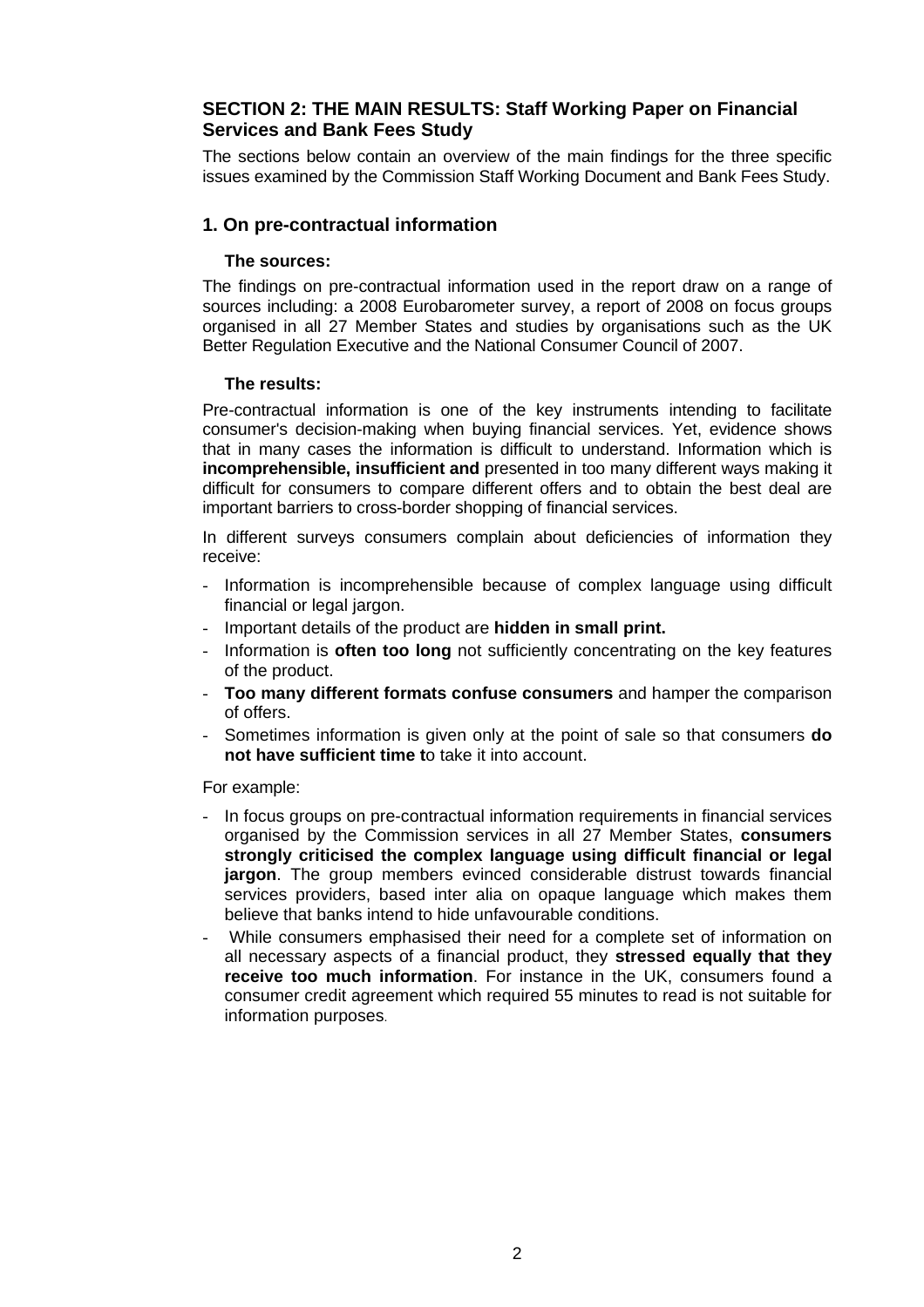## SECTION 2: THE MAIN RESULTS: Staff Working Paper on Financial Services and Bank Fees Study

The sections below contain an overview of the main findings for the three specific issues examined by the Commission Staff Working Document and Bank Fees Study.

### 1. On pre-contractual information

#### The sources:

The findings on pre-contractual information used in the report draw on a range of sources including: a 2008 Eurobarometer survey, a report of 2008 on focus groups organised in all 27 Member States and studies by organisations such as the UK Better Regulation Executive and the National Consumer Council of 2007.

#### The results:

Pre-contractual information is one of the key instruments intending to facilitate consumer's decision-making when buying financial services. Yet, evidence shows that in many cases the information is difficult to understand. Information which is **incomprehensible, insufficient and** presented in too many different ways making it difficult for consumers to compare different offers and to obtain the best deal are important barriers to cross-border shopping of financial services.

In different surveys consumers complain about deficiencies of information they receive:

- Information is incomprehensible because of complex language using difficult financial or legal jargon.
- Important details of the product are **hidden in small print.**
- Information is **often too long** not sufficiently concentrating on the key features of the product.
- **Too many different formats confuse consumers** and hamper the comparison of offers.
- Sometimes information is given only at the point of sale so that consumers **do not have sufficient time t**o take it into account.

For example:

- In focus groups on pre-contractual information requirements in financial services organised by the Commission services in all 27 Member States, **consumers strongly criticised the complex language using difficult financial or legal jargon**. The group members evinced considerable distrust towards financial services providers, based inter alia on opaque language which makes them believe that banks intend to hide unfavourable conditions.
- While consumers emphasised their need for a complete set of information on all necessary aspects of a financial product, they **stressed equally that they receive too much information**. For instance in the UK, consumers found a consumer credit agreement which required 55 minutes to read is not suitable for information purposes.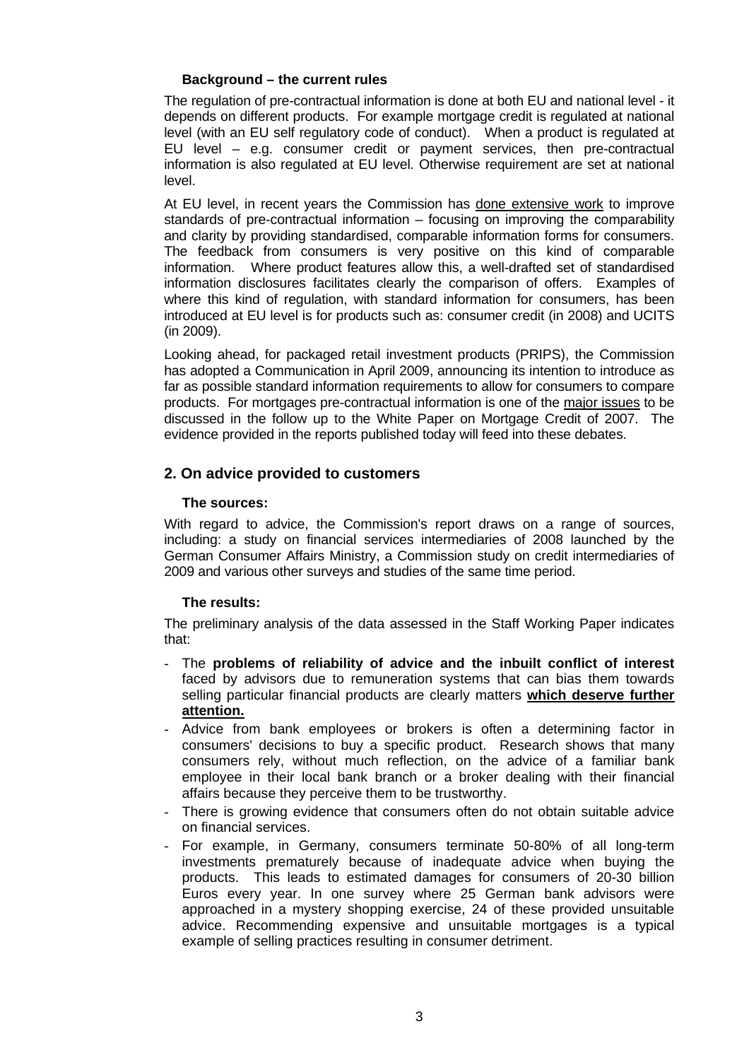### Background – the current rules

The regulation of pre-contractual information is done at both EU and national level - it depends on different products. For example mortgage credit is regulated at national level (with an EU self regulatory code of conduct). When a product is regulated at EU level – e.g. consumer credit or payment services, then pre-contractual information is also regulated at EU level. Otherwise requirement are set at national level.

At EU level, in recent years the Commission has done extensive work to improve standards of pre-contractual information – focusing on improving the comparability and clarity by providing standardised, comparable information forms for consumers. The feedback from consumers is very positive on this kind of comparable information. Where product features allow this, a well-drafted set of standardised information disclosures facilitates clearly the comparison of offers. Examples of where this kind of regulation, with standard information for consumers, has been introduced at EU level is for products such as: consumer credit (in 2008) and UCITS (in 2009).

Looking ahead, for packaged retail investment products (PRIPS), the Commission has adopted a Communication in April 2009, announcing its intention to introduce as far as possible standard information requirements to allow for consumers to compare products. For mortgages pre-contractual information is one of the major issues to be discussed in the follow up to the White Paper on Mortgage Credit of 2007. The evidence provided in the reports published today will feed into these debates.

## 2. On advice provided to customers

### The sources:

With regard to advice, the Commission's report draws on a range of sources, including: a study on financial services intermediaries of 2008 launched by the German Consumer Affairs Ministry, a Commission study on credit intermediaries of 2009 and various other surveys and studies of the same time period.

### The results:

The preliminary analysis of the data assessed in the Staff Working Paper indicates that:

- The **problems of reliability of advice and the inbuilt conflict of interest** faced by advisors due to remuneration systems that can bias them towards selling particular financial products are clearly matters **which deserve further attention.**
- Advice from bank employees or brokers is often a determining factor in consumers' decisions to buy a specific product. Research shows that many consumers rely, without much reflection, on the advice of a familiar bank employee in their local bank branch or a broker dealing with their financial affairs because they perceive them to be trustworthy.
- There is growing evidence that consumers often do not obtain suitable advice on financial services.
- For example, in Germany, consumers terminate 50-80% of all long-term investments prematurely because of inadequate advice when buying the products. This leads to estimated damages for consumers of 20-30 billion Euros every year. In one survey where 25 German bank advisors were approached in a mystery shopping exercise, 24 of these provided unsuitable advice. Recommending expensive and unsuitable mortgages is a typical example of selling practices resulting in consumer detriment.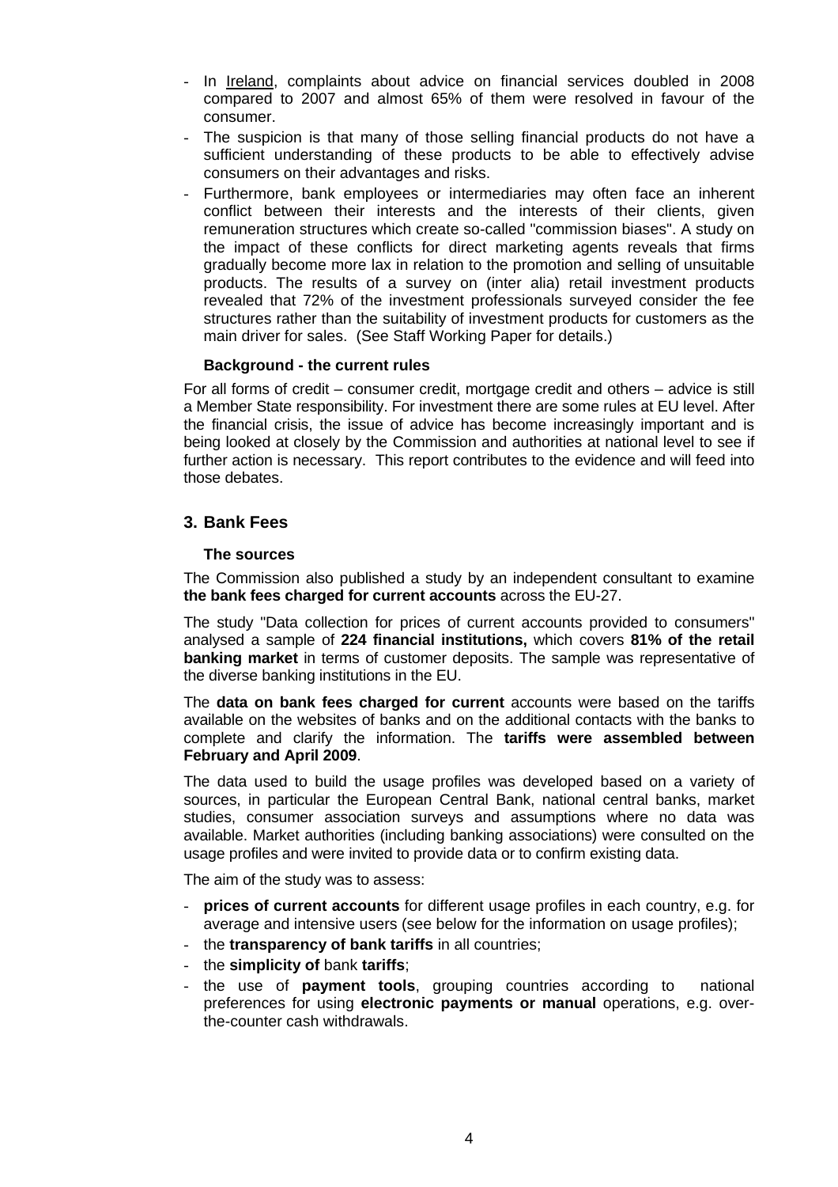- In Ireland, complaints about advice on financial services doubled in 2008 compared to 2007 and almost 65% of them were resolved in favour of the consumer.
- The suspicion is that many of those selling financial products do not have a sufficient understanding of these products to be able to effectively advise consumers on their advantages and risks.
- Furthermore, bank employees or intermediaries may often face an inherent conflict between their interests and the interests of their clients, given remuneration structures which create so-called "commission biases". A study on the impact of these conflicts for direct marketing agents reveals that firms gradually become more lax in relation to the promotion and selling of unsuitable products. The results of a survey on (inter alia) retail investment products revealed that 72% of the investment professionals surveyed consider the fee structures rather than the suitability of investment products for customers as the main driver for sales. (See Staff Working Paper for details.)

**Background - the current rules**

For all forms of credit – consumer credit, mortgage credit and others – advice is still a Member State responsibility. For investment there are some rules at EU level. After the financial crisis, the issue of advice has become increasingly important and is being looked at closely by the Commission and authorities at national level to see if further action is necessary. This report contributes to the evidence and will feed into those debates.

## 3. Bank Fees

**The sources**

The Commission also published a study by an independent consultant to examine **the bank fees charged for current accounts** across the EU-27.

The study "Data collection for prices of current accounts provided to consumers" analysed a sample of **224 financial institutions,** which covers **81% of the retail banking market** in terms of customer deposits. The sample was representative of the diverse banking institutions in the EU.

The **data on bank fees charged for current** accounts were based on the tariffs available on the websites of banks and on the additional contacts with the banks to complete and clarify the information. The **tariffs were assembled between February and April 2009**.

The data used to build the usage profiles was developed based on a variety of sources, in particular the European Central Bank, national central banks, market studies, consumer association surveys and assumptions where no data was available. Market authorities (including banking associations) were consulted on the usage profiles and were invited to provide data or to confirm existing data.

The aim of the study was to assess:

- **prices of current accounts** for different usage profiles in each country, e.g. for average and intensive users (see below for the information on usage profiles);
- the **transparency of bank tariffs** in all countries;
- the **simplicity of** bank **tariffs**;
- the use of **payment tools**, grouping countries according to national preferences for using **electronic payments or manual** operations, e.g. over-the-counter cash withdrawals.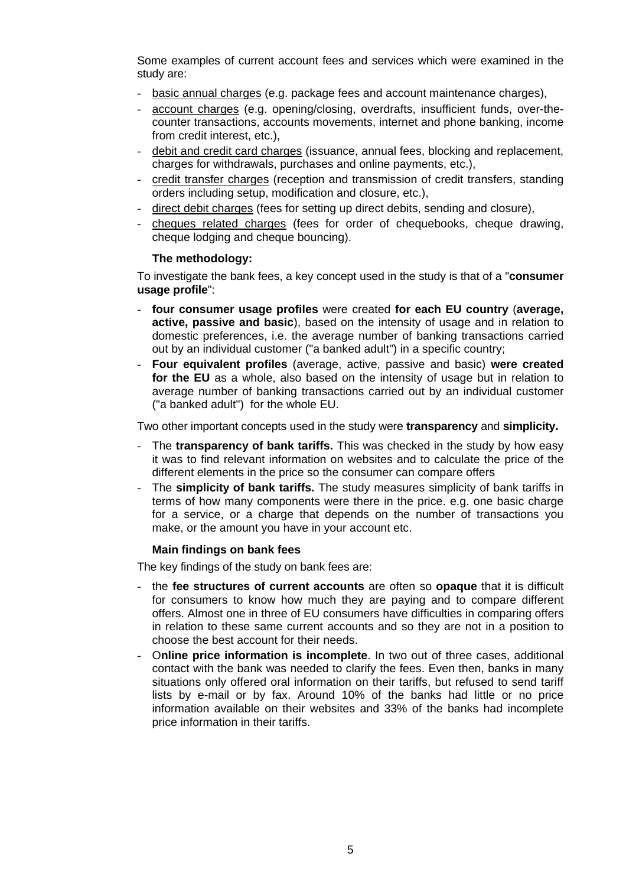Some examples of current account fees and services which were examined in the study are:

- basic annual charges (e.g. package fees and account maintenance charges),
- account charges (e.g. opening/closing, overdrafts, insufficient funds, over-the-counter transactions, accounts movements, internet and phone banking, income from credit interest, etc.),
- debit and credit card charges (issuance, annual fees, blocking and replacement, charges for withdrawals, purchases and online payments, etc.),
- credit transfer charges (reception and transmission of credit transfers, standing orders including setup, modification and closure, etc.),
- direct debit charges (fees for setting up direct debits, sending and closure),
- cheques related charges (fees for order of chequebooks, cheque drawing, cheque lodging and cheque bouncing).

**The methodology:**

To investigate the bank fees, a key concept used in the study is that of a "**consumer usage profile**":

- **four consumer usage profiles** were created **for each EU country** (**average, active, passive and basic**), based on the intensity of usage and in relation to domestic preferences, i.e. the average number of banking transactions carried out by an individual customer ("a banked adult") in a specific country;
- **Four equivalent profiles** (average, active, passive and basic) **were created for the EU** as a whole, also based on the intensity of usage but in relation to average number of banking transactions carried out by an individual customer ("a banked adult") for the whole EU.

Two other important concepts used in the study were **transparency** and **simplicity.**

- The **transparency of bank tariffs.** This was checked in the study by how easy it was to find relevant information on websites and to calculate the price of the different elements in the price so the consumer can compare offers
- The **simplicity of bank tariffs.** The study measures simplicity of bank tariffs in terms of how many components were there in the price. e.g. one basic charge for a service, or a charge that depends on the number of transactions you make, or the amount you have in your account etc.

**Main findings on bank fees**

The key findings of the study on bank fees are:

- the **fee structures of current accounts** are often so **opaque** that it is difficult for consumers to know how much they are paying and to compare different offers. Almost one in three of EU consumers have difficulties in comparing offers in relation to these same current accounts and so they are not in a position to choose the best account for their needs.
- O**nline price information is incomplete**. In two out of three cases, additional contact with the bank was needed to clarify the fees. Even then, banks in many situations only offered oral information on their tariffs, but refused to send tariff lists by e-mail or by fax. Around 10% of the banks had little or no price information available on their websites and 33% of the banks had incomplete price information in their tariffs.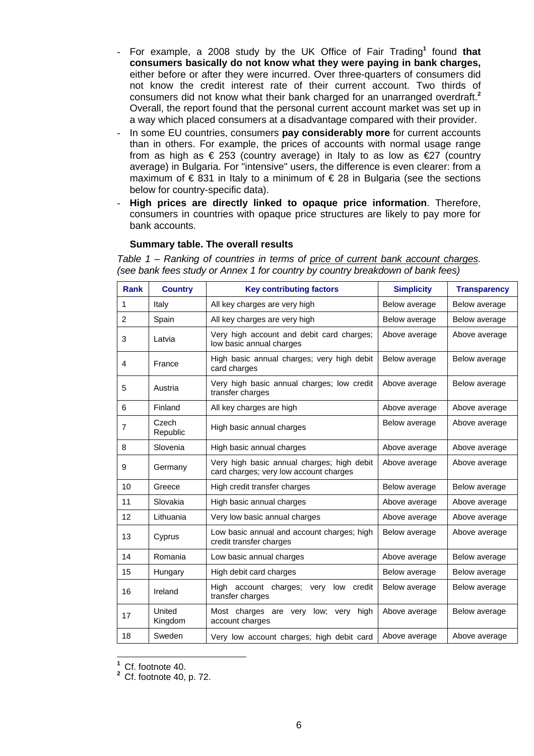- For example, a 2008 study by the UK Office of Fair Trading[1] found **that consumers basically do not know what they were paying in bank charges,** either before or after they were incurred. Over three-quarters of consumers did not know the credit interest rate of their current account. Two thirds of consumers did not know what their bank charged for an unarranged overdraft.[2] Overall, the report found that the personal current account market was set up in a way which placed consumers at a disadvantage compared with their provider.
- In some EU countries, consumers **pay considerably more** for current accounts than in others. For example, the prices of accounts with normal usage range from as high as € 253 (country average) in Italy to as low as €27 (country average) in Bulgaria. For "intensive" users, the difference is even clearer: from a maximum of € 831 in Italy to a minimum of € 28 in Bulgaria (see the sections below for country-specific data).
- **High prices are directly linked to opaque price information**. Therefore, consumers in countries with opaque price structures are likely to pay more for bank accounts.

**Summary table. The overall results**

*Table 1 – Ranking of countries in terms of price of current bank account charges. (see bank fees study or Annex 1 for country by country breakdown of bank fees)*

| Rank | Country | Key contributing factors | Simplicity | Transparency |
|---|---|---|---|---|
| 1 | Italy | All key charges are very high | Below average | Below average |
| 2 | Spain | All key charges are very high | Below average | Below average |
| 3 | Latvia | Very high account and debit card charges; low basic annual charges | Above average | Above average |
| 4 | France | High basic annual charges; very high debit card charges | Below average | Below average |
| 5 | Austria | Very high basic annual charges; low credit transfer charges | Above average | Below average |
| 6 | Finland | All key charges are high | Above average | Above average |
| 7 | Czech Republic | High basic annual charges | Below average | Above average |
| 8 | Slovenia | High basic annual charges | Above average | Above average |
| 9 | Germany | Very high basic annual charges; high debit card charges; very low account charges | Above average | Above average |
| 10 | Greece | High credit transfer charges | Below average | Below average |
| 11 | Slovakia | High basic annual charges | Above average | Above average |
| 12 | Lithuania | Very low basic annual charges | Above average | Above average |
| 13 | Cyprus | Low basic annual and account charges; high credit transfer charges | Below average | Above average |
| 14 | Romania | Low basic annual charges | Above average | Below average |
| 15 | Hungary | High debit card charges | Below average | Below average |
| 16 | Ireland | High account charges; very low credit transfer charges | Below average | Below average |
| 17 | United Kingdom | Most charges are very low; very high account charges | Above average | Below average |
| 18 | Sweden | Very low account charges; high debit card | Above average | Above average |

[1] Cf. footnote 40.

[2] Cf. footnote 40, p. 72.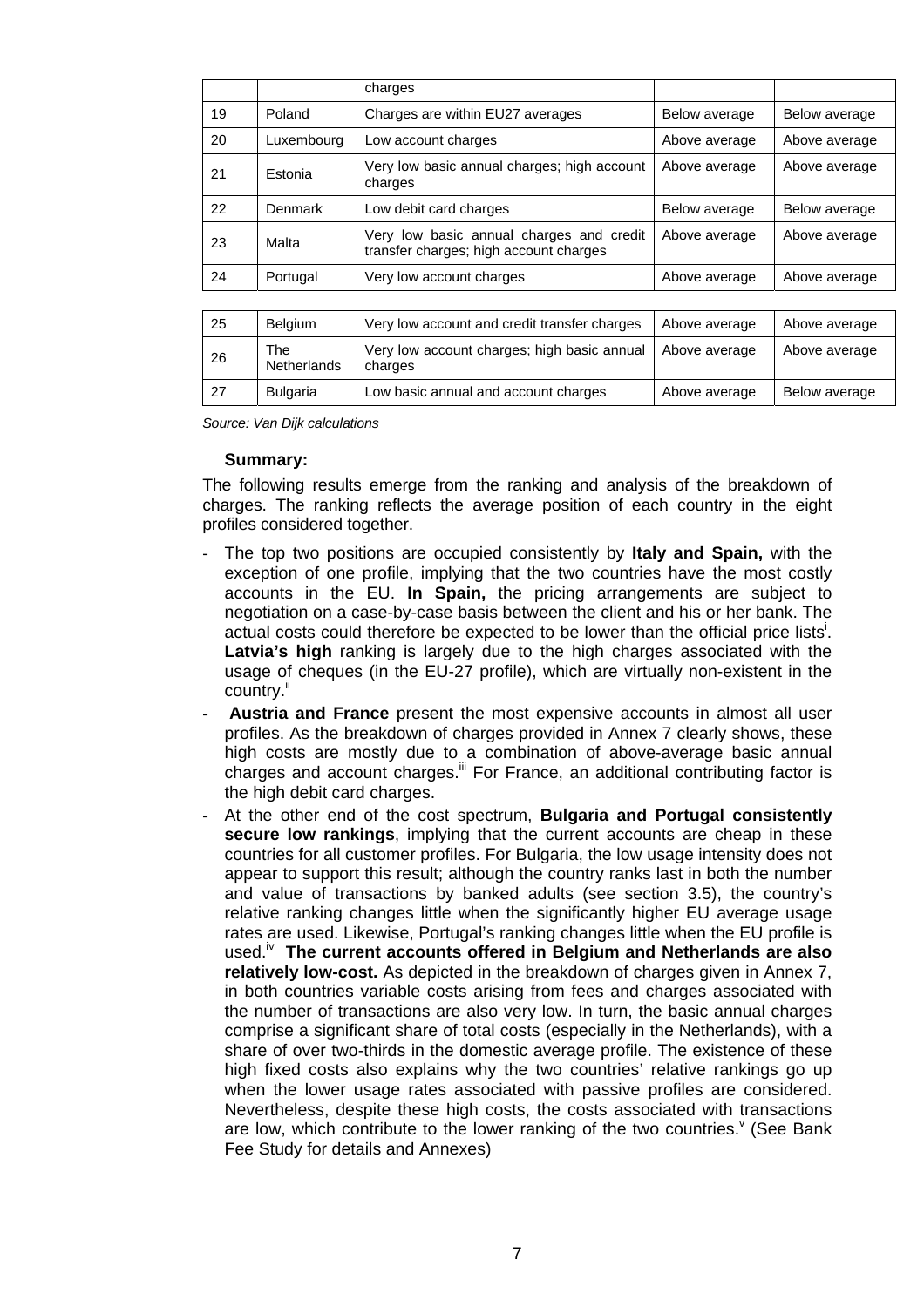|  |  | charges |  |  |
|---|---|---|---|---|
| 19 | Poland | Charges are within EU27 averages | Below average | Below average |
| 20 | Luxembourg | Low account charges | Above average | Above average |
| 21 | Estonia | Very low basic annual charges; high account charges | Above average | Above average |
| 22 | Denmark | Low debit card charges | Below average | Below average |
| 23 | Malta | Very low basic annual charges and credit transfer charges; high account charges | Above average | Above average |
| 24 | Portugal | Very low account charges | Above average | Above average |
| 25 | Belgium | Very low account and credit transfer charges | Above average | Above average |
| 26 | The Netherlands | Very low account charges; high basic annual charges | Above average | Above average |
| 27 | Bulgaria | Low basic annual and account charges | Above average | Below average |

*Source: Van Dijk calculations*

**Summary:**

The following results emerge from the ranking and analysis of the breakdown of charges. The ranking reflects the average position of each country in the eight profiles considered together.

- The top two positions are occupied consistently by **Italy and Spain,** with the exception of one profile, implying that the two countries have the most costly accounts in the EU. **In Spain,** the pricing arrangements are subject to negotiation on a case-by-case basis between the client and his or her bank. The actual costs could therefore be expected to be lower than the official price lists[i]. **Latvia's high** ranking is largely due to the high charges associated with the usage of cheques (in the EU-27 profile), which are virtually non-existent in the country.[ii]
- **Austria and France** present the most expensive accounts in almost all user profiles. As the breakdown of charges provided in Annex 7 clearly shows, these high costs are mostly due to a combination of above-average basic annual charges and account charges.[iii] For France, an additional contributing factor is the high debit card charges.
- At the other end of the cost spectrum, **Bulgaria and Portugal consistently secure low rankings**, implying that the current accounts are cheap in these countries for all customer profiles. For Bulgaria, the low usage intensity does not appear to support this result; although the country ranks last in both the number and value of transactions by banked adults (see section 3.5), the country's relative ranking changes little when the significantly higher EU average usage rates are used. Likewise, Portugal's ranking changes little when the EU profile is used.[iv] **The current accounts offered in Belgium and Netherlands are also relatively low-cost.** As depicted in the breakdown of charges given in Annex 7, in both countries variable costs arising from fees and charges associated with the number of transactions are also very low. In turn, the basic annual charges comprise a significant share of total costs (especially in the Netherlands), with a share of over two-thirds in the domestic average profile. The existence of these high fixed costs also explains why the two countries' relative rankings go up when the lower usage rates associated with passive profiles are considered. Nevertheless, despite these high costs, the costs associated with transactions are low, which contribute to the lower ranking of the two countries.[v] (See Bank Fee Study for details and Annexes)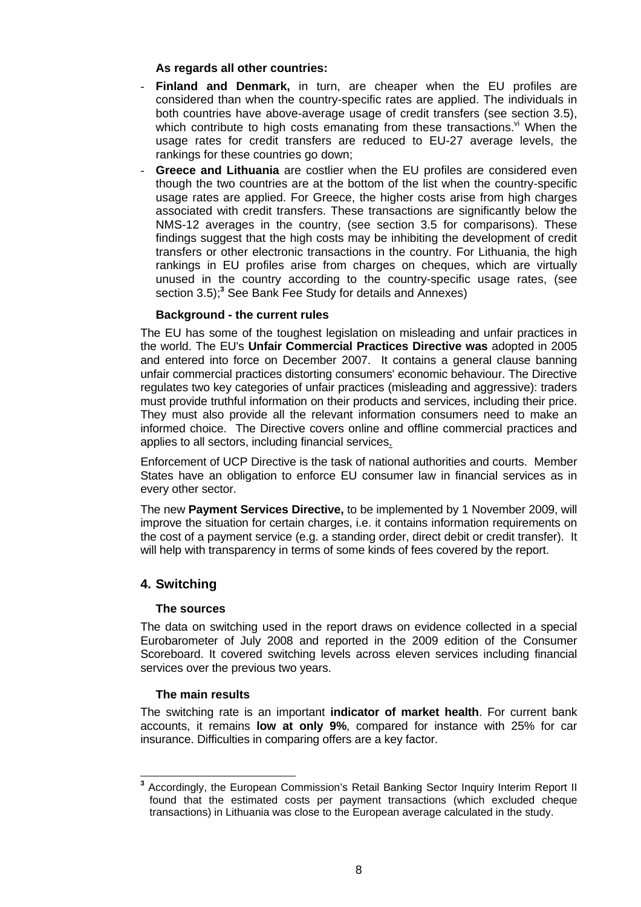**As regards all other countries:**

- **Finland and Denmark,** in turn, are cheaper when the EU profiles are considered than when the country-specific rates are applied. The individuals in both countries have above-average usage of credit transfers (see section 3.5), which contribute to high costs emanating from these transactions.[vi] When the usage rates for credit transfers are reduced to EU-27 average levels, the rankings for these countries go down;
- **Greece and Lithuania** are costlier when the EU profiles are considered even though the two countries are at the bottom of the list when the country-specific usage rates are applied. For Greece, the higher costs arise from high charges associated with credit transfers. These transactions are significantly below the NMS-12 averages in the country, (see section 3.5 for comparisons). These findings suggest that the high costs may be inhibiting the development of credit transfers or other electronic transactions in the country. For Lithuania, the high rankings in EU profiles arise from charges on cheques, which are virtually unused in the country according to the country-specific usage rates, (see section 3.5);[3] See Bank Fee Study for details and Annexes)

**Background - the current rules**

The EU has some of the toughest legislation on misleading and unfair practices in the world. The EU's **Unfair Commercial Practices Directive was** adopted in 2005 and entered into force on December 2007. It contains a general clause banning unfair commercial practices distorting consumers' economic behaviour. The Directive regulates two key categories of unfair practices (misleading and aggressive): traders must provide truthful information on their products and services, including their price. They must also provide all the relevant information consumers need to make an informed choice. The Directive covers online and offline commercial practices and applies to all sectors, including financial services.

Enforcement of UCP Directive is the task of national authorities and courts. Member States have an obligation to enforce EU consumer law in financial services as in every other sector.

The new **Payment Services Directive,** to be implemented by 1 November 2009, will improve the situation for certain charges, i.e. it contains information requirements on the cost of a payment service (e.g. a standing order, direct debit or credit transfer). It will help with transparency in terms of some kinds of fees covered by the report.

## 4. Switching

**The sources**

The data on switching used in the report draws on evidence collected in a special Eurobarometer of July 2008 and reported in the 2009 edition of the Consumer Scoreboard. It covered switching levels across eleven services including financial services over the previous two years.

**The main results**

The switching rate is an important **indicator of market health**. For current bank accounts, it remains **low at only 9%**, compared for instance with 25% for car insurance. Difficulties in comparing offers are a key factor.

---

[3] Accordingly, the European Commission's Retail Banking Sector Inquiry Interim Report II found that the estimated costs per payment transactions (which excluded cheque transactions) in Lithuania was close to the European average calculated in the study.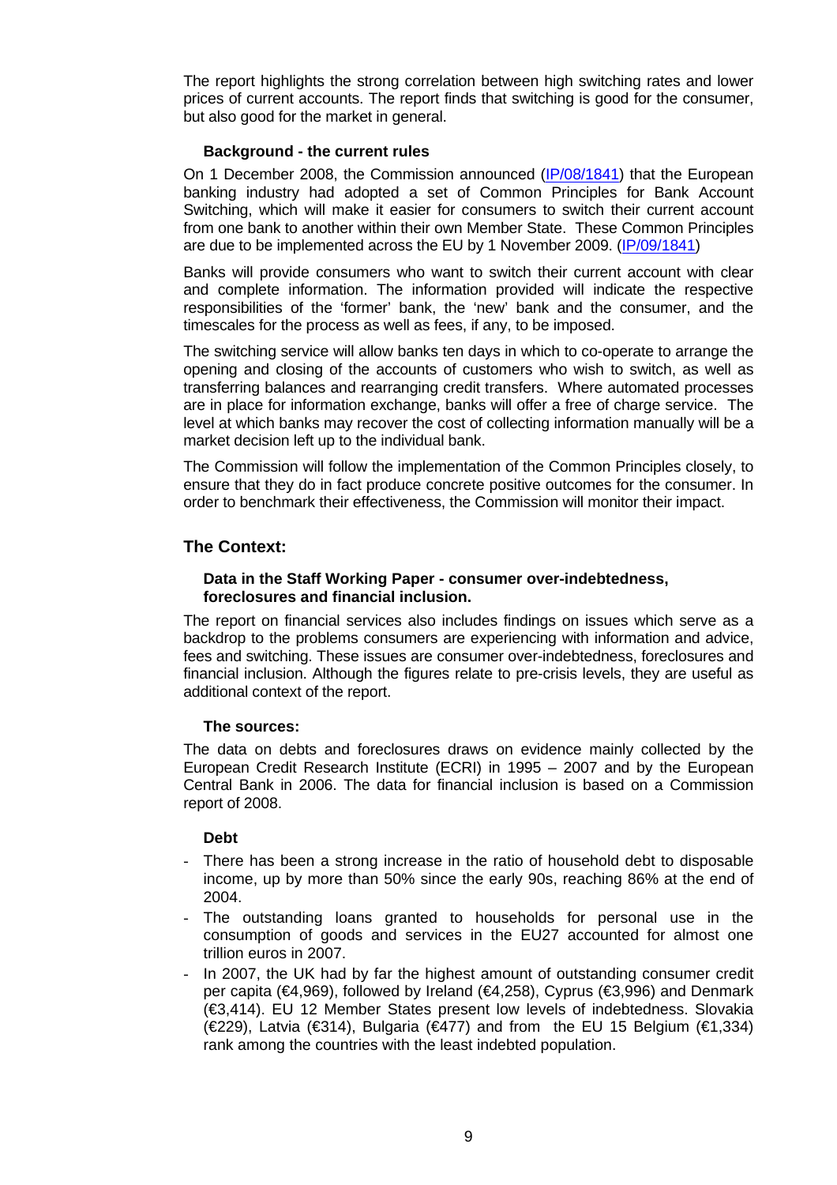The report highlights the strong correlation between high switching rates and lower prices of current accounts. The report finds that switching is good for the consumer, but also good for the market in general.

### Background - the current rules

On 1 December 2008, the Commission announced (IP/08/1841) that the European banking industry had adopted a set of Common Principles for Bank Account Switching, which will make it easier for consumers to switch their current account from one bank to another within their own Member State. These Common Principles are due to be implemented across the EU by 1 November 2009. (IP/09/1841)

Banks will provide consumers who want to switch their current account with clear and complete information. The information provided will indicate the respective responsibilities of the 'former' bank, the 'new' bank and the consumer, and the timescales for the process as well as fees, if any, to be imposed.

The switching service will allow banks ten days in which to co-operate to arrange the opening and closing of the accounts of customers who wish to switch, as well as transferring balances and rearranging credit transfers. Where automated processes are in place for information exchange, banks will offer a free of charge service. The level at which banks may recover the cost of collecting information manually will be a market decision left up to the individual bank.

The Commission will follow the implementation of the Common Principles closely, to ensure that they do in fact produce concrete positive outcomes for the consumer. In order to benchmark their effectiveness, the Commission will monitor their impact.

## The Context:

### Data in the Staff Working Paper - consumer over-indebtedness, foreclosures and financial inclusion.

The report on financial services also includes findings on issues which serve as a backdrop to the problems consumers are experiencing with information and advice, fees and switching. These issues are consumer over-indebtedness, foreclosures and financial inclusion. Although the figures relate to pre-crisis levels, they are useful as additional context of the report.

### The sources:

The data on debts and foreclosures draws on evidence mainly collected by the European Credit Research Institute (ECRI) in 1995 – 2007 and by the European Central Bank in 2006. The data for financial inclusion is based on a Commission report of 2008.

### Debt

- There has been a strong increase in the ratio of household debt to disposable income, up by more than 50% since the early 90s, reaching 86% at the end of 2004.
- The outstanding loans granted to households for personal use in the consumption of goods and services in the EU27 accounted for almost one trillion euros in 2007.
- In 2007, the UK had by far the highest amount of outstanding consumer credit per capita (€4,969), followed by Ireland (€4,258), Cyprus (€3,996) and Denmark (€3,414). EU 12 Member States present low levels of indebtedness. Slovakia (€229), Latvia (€314), Bulgaria (€477) and from the EU 15 Belgium (€1,334) rank among the countries with the least indebted population.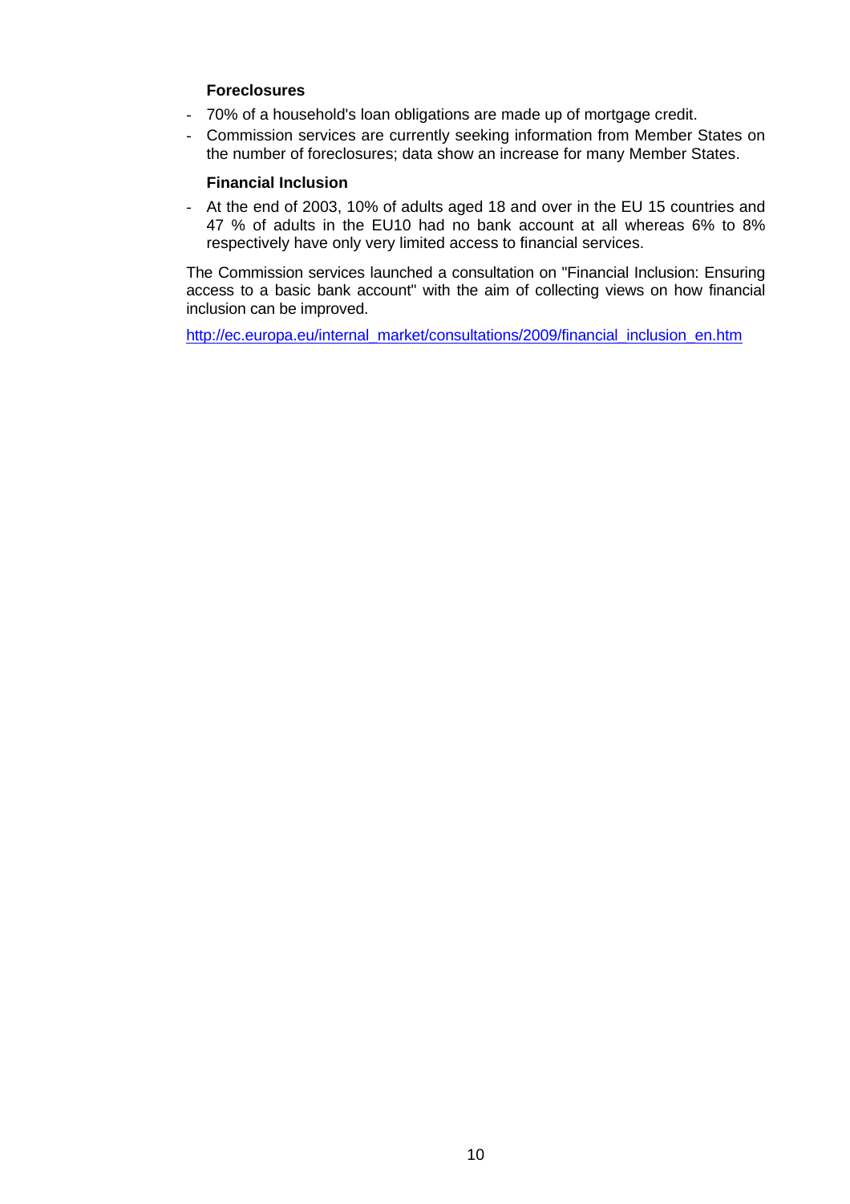**Foreclosures**

- 70% of a household's loan obligations are made up of mortgage credit.
- Commission services are currently seeking information from Member States on the number of foreclosures; data show an increase for many Member States.

**Financial Inclusion**

- At the end of 2003, 10% of adults aged 18 and over in the EU 15 countries and 47 % of adults in the EU10 had no bank account at all whereas 6% to 8% respectively have only very limited access to financial services.

The Commission services launched a consultation on "Financial Inclusion: Ensuring access to a basic bank account" with the aim of collecting views on how financial inclusion can be improved.

http://ec.europa.eu/internal_market/consultations/2009/financial_inclusion_en.htm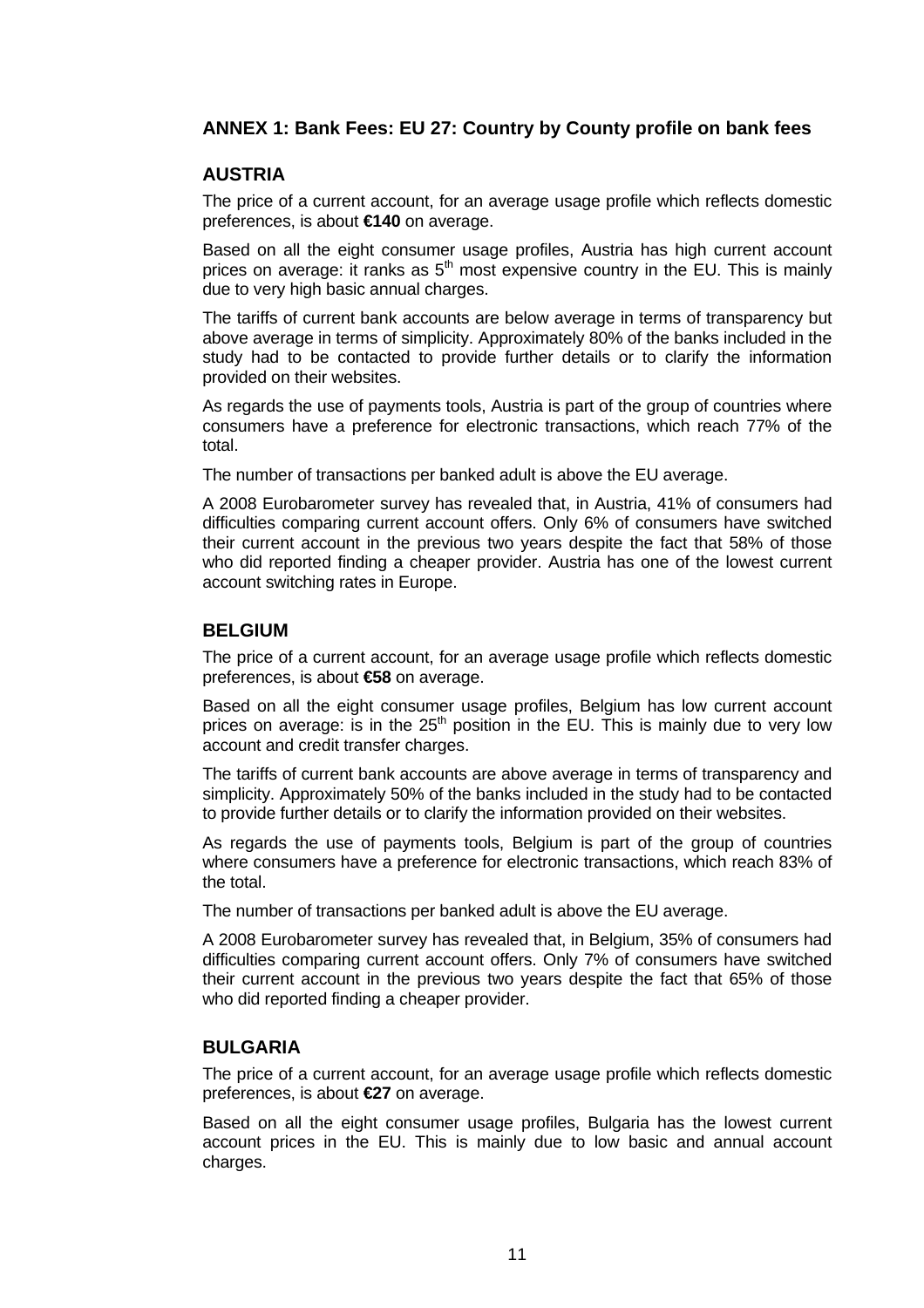## ANNEX 1: Bank Fees: EU 27: Country by County profile on bank fees

### AUSTRIA

The price of a current account, for an average usage profile which reflects domestic preferences, is about **€140** on average.

Based on all the eight consumer usage profiles, Austria has high current account prices on average: it ranks as 5th most expensive country in the EU. This is mainly due to very high basic annual charges.

The tariffs of current bank accounts are below average in terms of transparency but above average in terms of simplicity. Approximately 80% of the banks included in the study had to be contacted to provide further details or to clarify the information provided on their websites.

As regards the use of payments tools, Austria is part of the group of countries where consumers have a preference for electronic transactions, which reach 77% of the total.

The number of transactions per banked adult is above the EU average.

A 2008 Eurobarometer survey has revealed that, in Austria, 41% of consumers had difficulties comparing current account offers. Only 6% of consumers have switched their current account in the previous two years despite the fact that 58% of those who did reported finding a cheaper provider. Austria has one of the lowest current account switching rates in Europe.

### BELGIUM

The price of a current account, for an average usage profile which reflects domestic preferences, is about **€58** on average.

Based on all the eight consumer usage profiles, Belgium has low current account prices on average: is in the 25th position in the EU. This is mainly due to very low account and credit transfer charges.

The tariffs of current bank accounts are above average in terms of transparency and simplicity. Approximately 50% of the banks included in the study had to be contacted to provide further details or to clarify the information provided on their websites.

As regards the use of payments tools, Belgium is part of the group of countries where consumers have a preference for electronic transactions, which reach 83% of the total.

The number of transactions per banked adult is above the EU average.

A 2008 Eurobarometer survey has revealed that, in Belgium, 35% of consumers had difficulties comparing current account offers. Only 7% of consumers have switched their current account in the previous two years despite the fact that 65% of those who did reported finding a cheaper provider.

### BULGARIA

The price of a current account, for an average usage profile which reflects domestic preferences, is about **€27** on average.

Based on all the eight consumer usage profiles, Bulgaria has the lowest current account prices in the EU. This is mainly due to low basic and annual account charges.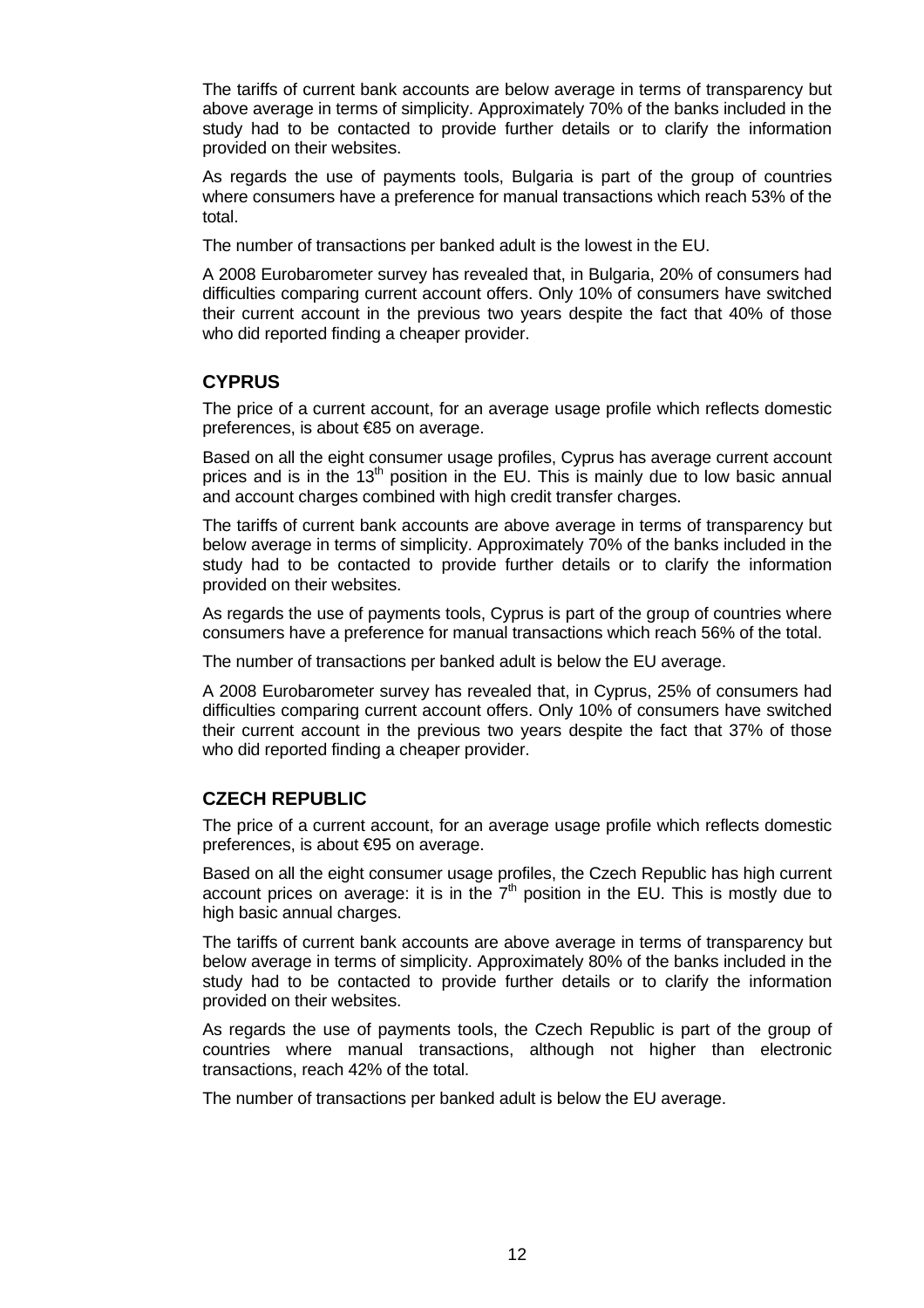The tariffs of current bank accounts are below average in terms of transparency but above average in terms of simplicity. Approximately 70% of the banks included in the study had to be contacted to provide further details or to clarify the information provided on their websites.

As regards the use of payments tools, Bulgaria is part of the group of countries where consumers have a preference for manual transactions which reach 53% of the total.

The number of transactions per banked adult is the lowest in the EU.

A 2008 Eurobarometer survey has revealed that, in Bulgaria, 20% of consumers had difficulties comparing current account offers. Only 10% of consumers have switched their current account in the previous two years despite the fact that 40% of those who did reported finding a cheaper provider.

## CYPRUS

The price of a current account, for an average usage profile which reflects domestic preferences, is about €85 on average.

Based on all the eight consumer usage profiles, Cyprus has average current account prices and is in the 13th position in the EU. This is mainly due to low basic annual and account charges combined with high credit transfer charges.

The tariffs of current bank accounts are above average in terms of transparency but below average in terms of simplicity. Approximately 70% of the banks included in the study had to be contacted to provide further details or to clarify the information provided on their websites.

As regards the use of payments tools, Cyprus is part of the group of countries where consumers have a preference for manual transactions which reach 56% of the total.

The number of transactions per banked adult is below the EU average.

A 2008 Eurobarometer survey has revealed that, in Cyprus, 25% of consumers had difficulties comparing current account offers. Only 10% of consumers have switched their current account in the previous two years despite the fact that 37% of those who did reported finding a cheaper provider.

## CZECH REPUBLIC

The price of a current account, for an average usage profile which reflects domestic preferences, is about €95 on average.

Based on all the eight consumer usage profiles, the Czech Republic has high current account prices on average: it is in the 7th position in the EU. This is mostly due to high basic annual charges.

The tariffs of current bank accounts are above average in terms of transparency but below average in terms of simplicity. Approximately 80% of the banks included in the study had to be contacted to provide further details or to clarify the information provided on their websites.

As regards the use of payments tools, the Czech Republic is part of the group of countries where manual transactions, although not higher than electronic transactions, reach 42% of the total.

The number of transactions per banked adult is below the EU average.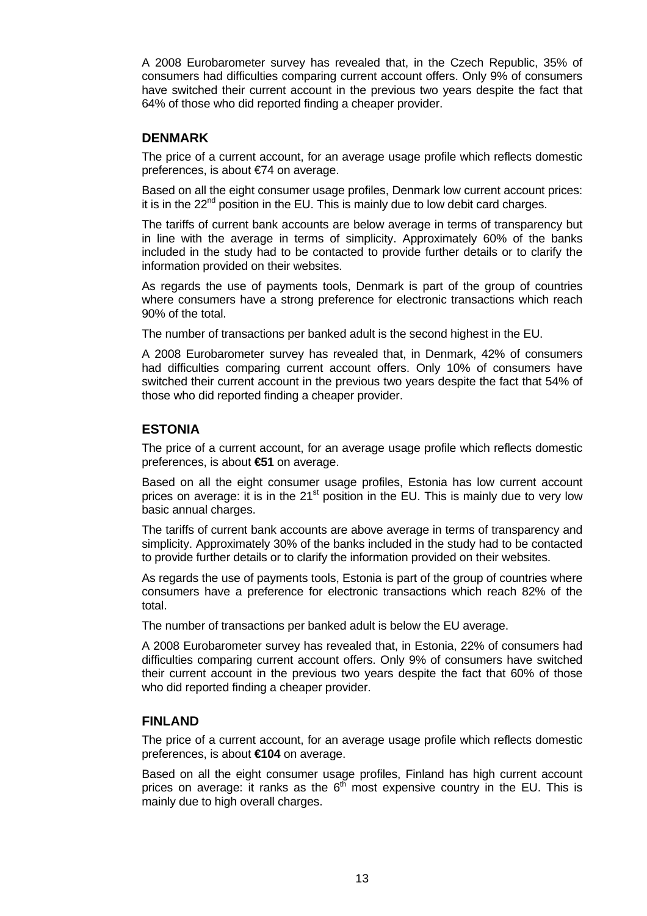A 2008 Eurobarometer survey has revealed that, in the Czech Republic, 35% of consumers had difficulties comparing current account offers. Only 9% of consumers have switched their current account in the previous two years despite the fact that 64% of those who did reported finding a cheaper provider.

## DENMARK

The price of a current account, for an average usage profile which reflects domestic preferences, is about €74 on average.

Based on all the eight consumer usage profiles, Denmark low current account prices: it is in the 22nd position in the EU. This is mainly due to low debit card charges.

The tariffs of current bank accounts are below average in terms of transparency but in line with the average in terms of simplicity. Approximately 60% of the banks included in the study had to be contacted to provide further details or to clarify the information provided on their websites.

As regards the use of payments tools, Denmark is part of the group of countries where consumers have a strong preference for electronic transactions which reach 90% of the total.

The number of transactions per banked adult is the second highest in the EU.

A 2008 Eurobarometer survey has revealed that, in Denmark, 42% of consumers had difficulties comparing current account offers. Only 10% of consumers have switched their current account in the previous two years despite the fact that 54% of those who did reported finding a cheaper provider.

## ESTONIA

The price of a current account, for an average usage profile which reflects domestic preferences, is about **€51** on average.

Based on all the eight consumer usage profiles, Estonia has low current account prices on average: it is in the 21st position in the EU. This is mainly due to very low basic annual charges.

The tariffs of current bank accounts are above average in terms of transparency and simplicity. Approximately 30% of the banks included in the study had to be contacted to provide further details or to clarify the information provided on their websites.

As regards the use of payments tools, Estonia is part of the group of countries where consumers have a preference for electronic transactions which reach 82% of the total.

The number of transactions per banked adult is below the EU average.

A 2008 Eurobarometer survey has revealed that, in Estonia, 22% of consumers had difficulties comparing current account offers. Only 9% of consumers have switched their current account in the previous two years despite the fact that 60% of those who did reported finding a cheaper provider.

## FINLAND

The price of a current account, for an average usage profile which reflects domestic preferences, is about **€104** on average.

Based on all the eight consumer usage profiles, Finland has high current account prices on average: it ranks as the 6th most expensive country in the EU. This is mainly due to high overall charges.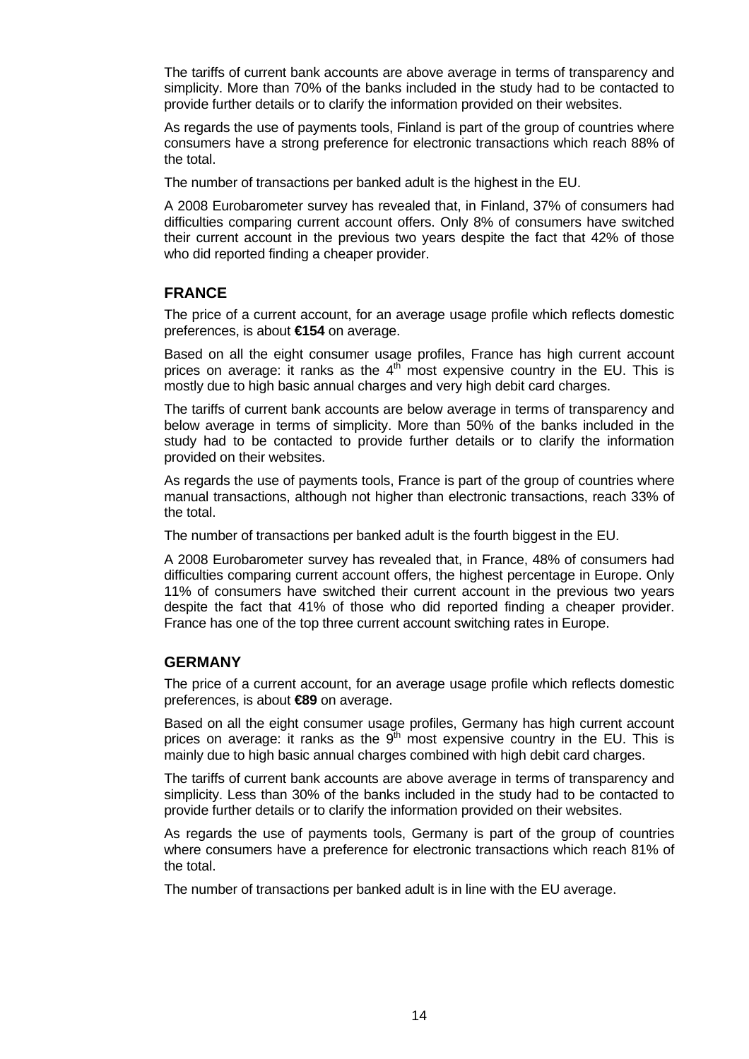The tariffs of current bank accounts are above average in terms of transparency and simplicity. More than 70% of the banks included in the study had to be contacted to provide further details or to clarify the information provided on their websites.

As regards the use of payments tools, Finland is part of the group of countries where consumers have a strong preference for electronic transactions which reach 88% of the total.

The number of transactions per banked adult is the highest in the EU.

A 2008 Eurobarometer survey has revealed that, in Finland, 37% of consumers had difficulties comparing current account offers. Only 8% of consumers have switched their current account in the previous two years despite the fact that 42% of those who did reported finding a cheaper provider.

## FRANCE

The price of a current account, for an average usage profile which reflects domestic preferences, is about **€154** on average.

Based on all the eight consumer usage profiles, France has high current account prices on average: it ranks as the 4th most expensive country in the EU. This is mostly due to high basic annual charges and very high debit card charges.

The tariffs of current bank accounts are below average in terms of transparency and below average in terms of simplicity. More than 50% of the banks included in the study had to be contacted to provide further details or to clarify the information provided on their websites.

As regards the use of payments tools, France is part of the group of countries where manual transactions, although not higher than electronic transactions, reach 33% of the total.

The number of transactions per banked adult is the fourth biggest in the EU.

A 2008 Eurobarometer survey has revealed that, in France, 48% of consumers had difficulties comparing current account offers, the highest percentage in Europe. Only 11% of consumers have switched their current account in the previous two years despite the fact that 41% of those who did reported finding a cheaper provider. France has one of the top three current account switching rates in Europe.

## GERMANY

The price of a current account, for an average usage profile which reflects domestic preferences, is about **€89** on average.

Based on all the eight consumer usage profiles, Germany has high current account prices on average: it ranks as the 9th most expensive country in the EU. This is mainly due to high basic annual charges combined with high debit card charges.

The tariffs of current bank accounts are above average in terms of transparency and simplicity. Less than 30% of the banks included in the study had to be contacted to provide further details or to clarify the information provided on their websites.

As regards the use of payments tools, Germany is part of the group of countries where consumers have a preference for electronic transactions which reach 81% of the total.

The number of transactions per banked adult is in line with the EU average.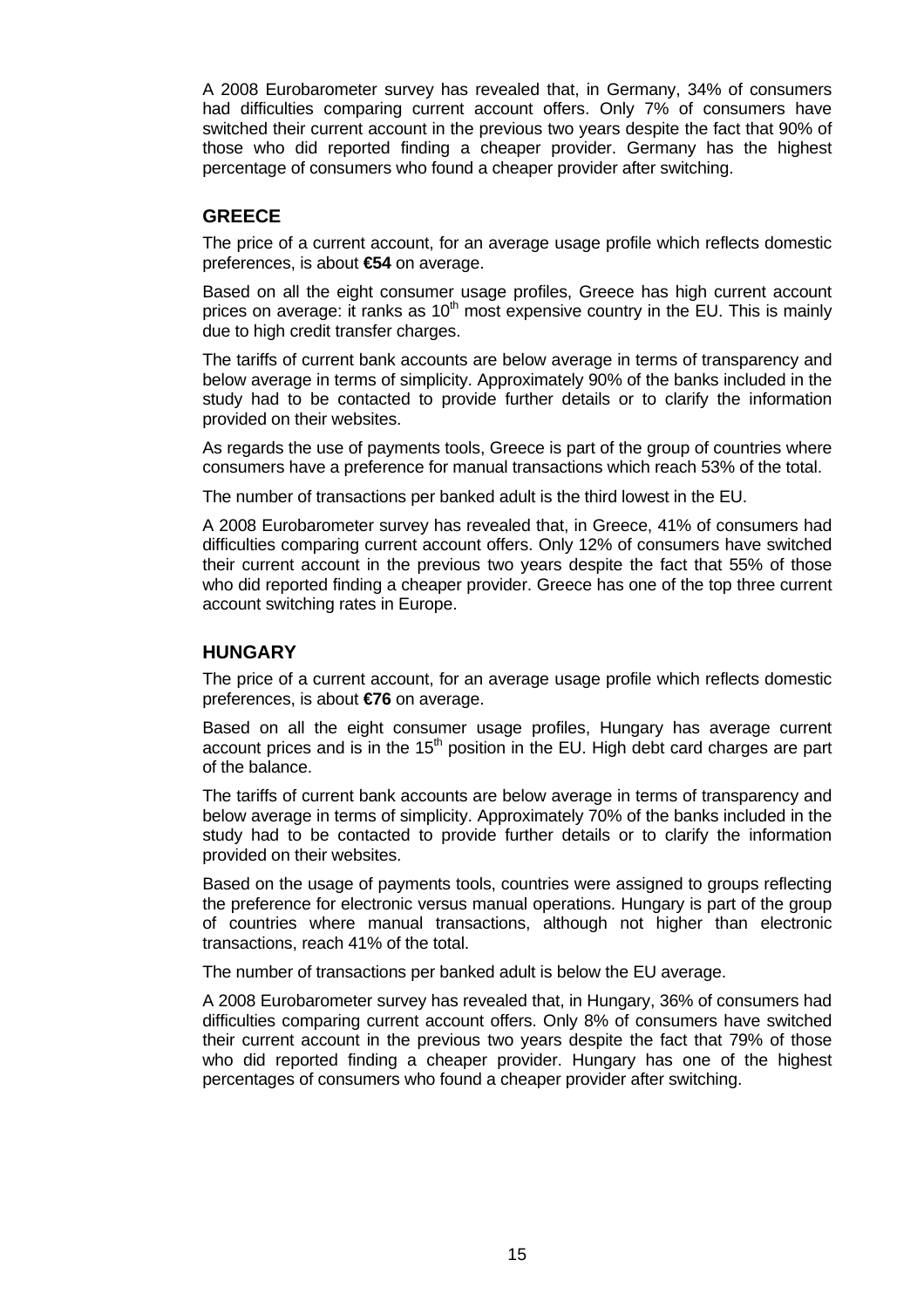A 2008 Eurobarometer survey has revealed that, in Germany, 34% of consumers had difficulties comparing current account offers. Only 7% of consumers have switched their current account in the previous two years despite the fact that 90% of those who did reported finding a cheaper provider. Germany has the highest percentage of consumers who found a cheaper provider after switching.

## GREECE

The price of a current account, for an average usage profile which reflects domestic preferences, is about **€54** on average.

Based on all the eight consumer usage profiles, Greece has high current account prices on average: it ranks as 10th most expensive country in the EU. This is mainly due to high credit transfer charges.

The tariffs of current bank accounts are below average in terms of transparency and below average in terms of simplicity. Approximately 90% of the banks included in the study had to be contacted to provide further details or to clarify the information provided on their websites.

As regards the use of payments tools, Greece is part of the group of countries where consumers have a preference for manual transactions which reach 53% of the total.

The number of transactions per banked adult is the third lowest in the EU.

A 2008 Eurobarometer survey has revealed that, in Greece, 41% of consumers had difficulties comparing current account offers. Only 12% of consumers have switched their current account in the previous two years despite the fact that 55% of those who did reported finding a cheaper provider. Greece has one of the top three current account switching rates in Europe.

## HUNGARY

The price of a current account, for an average usage profile which reflects domestic preferences, is about **€76** on average.

Based on all the eight consumer usage profiles, Hungary has average current account prices and is in the 15th position in the EU. High debt card charges are part of the balance.

The tariffs of current bank accounts are below average in terms of transparency and below average in terms of simplicity. Approximately 70% of the banks included in the study had to be contacted to provide further details or to clarify the information provided on their websites.

Based on the usage of payments tools, countries were assigned to groups reflecting the preference for electronic versus manual operations. Hungary is part of the group of countries where manual transactions, although not higher than electronic transactions, reach 41% of the total.

The number of transactions per banked adult is below the EU average.

A 2008 Eurobarometer survey has revealed that, in Hungary, 36% of consumers had difficulties comparing current account offers. Only 8% of consumers have switched their current account in the previous two years despite the fact that 79% of those who did reported finding a cheaper provider. Hungary has one of the highest percentages of consumers who found a cheaper provider after switching.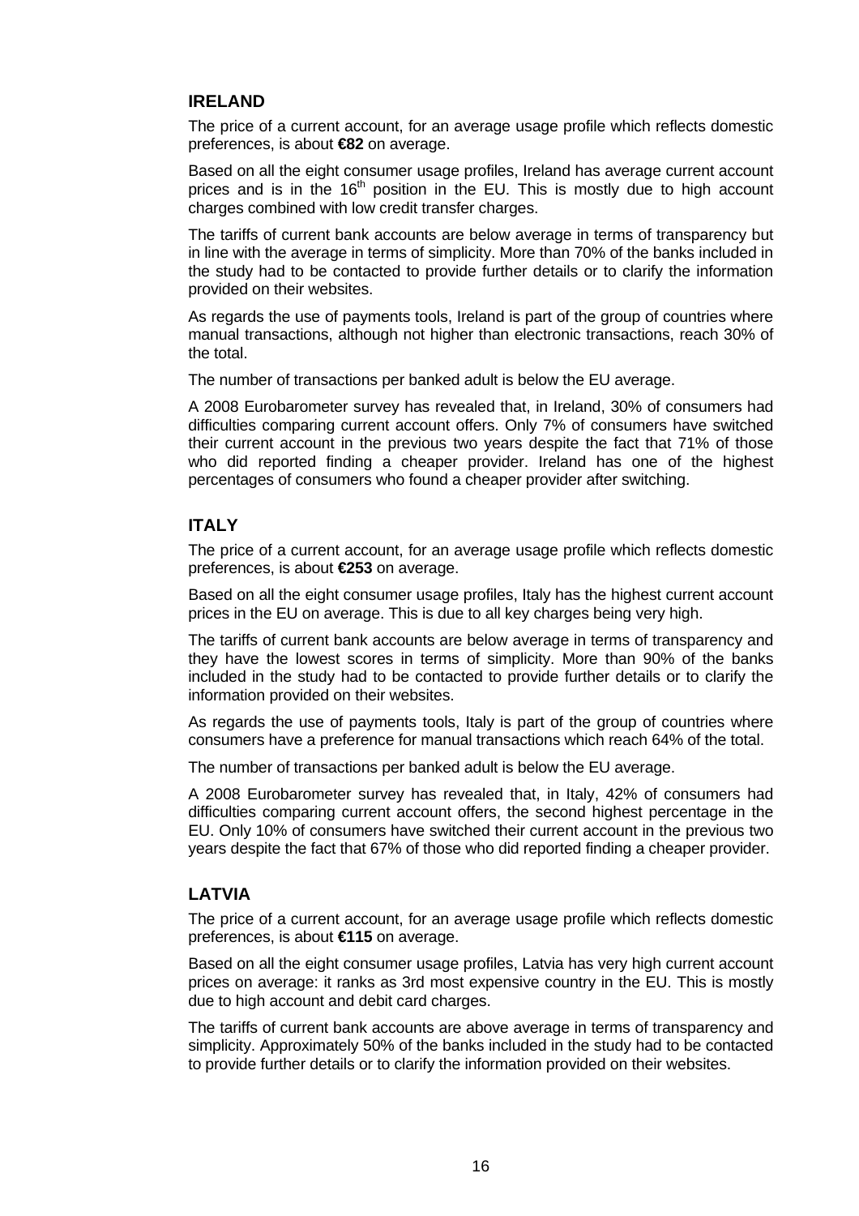## IRELAND

The price of a current account, for an average usage profile which reflects domestic preferences, is about **€82** on average.

Based on all the eight consumer usage profiles, Ireland has average current account prices and is in the 16th position in the EU. This is mostly due to high account charges combined with low credit transfer charges.

The tariffs of current bank accounts are below average in terms of transparency but in line with the average in terms of simplicity. More than 70% of the banks included in the study had to be contacted to provide further details or to clarify the information provided on their websites.

As regards the use of payments tools, Ireland is part of the group of countries where manual transactions, although not higher than electronic transactions, reach 30% of the total.

The number of transactions per banked adult is below the EU average.

A 2008 Eurobarometer survey has revealed that, in Ireland, 30% of consumers had difficulties comparing current account offers. Only 7% of consumers have switched their current account in the previous two years despite the fact that 71% of those who did reported finding a cheaper provider. Ireland has one of the highest percentages of consumers who found a cheaper provider after switching.

## ITALY

The price of a current account, for an average usage profile which reflects domestic preferences, is about **€253** on average.

Based on all the eight consumer usage profiles, Italy has the highest current account prices in the EU on average. This is due to all key charges being very high.

The tariffs of current bank accounts are below average in terms of transparency and they have the lowest scores in terms of simplicity. More than 90% of the banks included in the study had to be contacted to provide further details or to clarify the information provided on their websites.

As regards the use of payments tools, Italy is part of the group of countries where consumers have a preference for manual transactions which reach 64% of the total.

The number of transactions per banked adult is below the EU average.

A 2008 Eurobarometer survey has revealed that, in Italy, 42% of consumers had difficulties comparing current account offers, the second highest percentage in the EU. Only 10% of consumers have switched their current account in the previous two years despite the fact that 67% of those who did reported finding a cheaper provider.

## LATVIA

The price of a current account, for an average usage profile which reflects domestic preferences, is about **€115** on average.

Based on all the eight consumer usage profiles, Latvia has very high current account prices on average: it ranks as 3rd most expensive country in the EU. This is mostly due to high account and debit card charges.

The tariffs of current bank accounts are above average in terms of transparency and simplicity. Approximately 50% of the banks included in the study had to be contacted to provide further details or to clarify the information provided on their websites.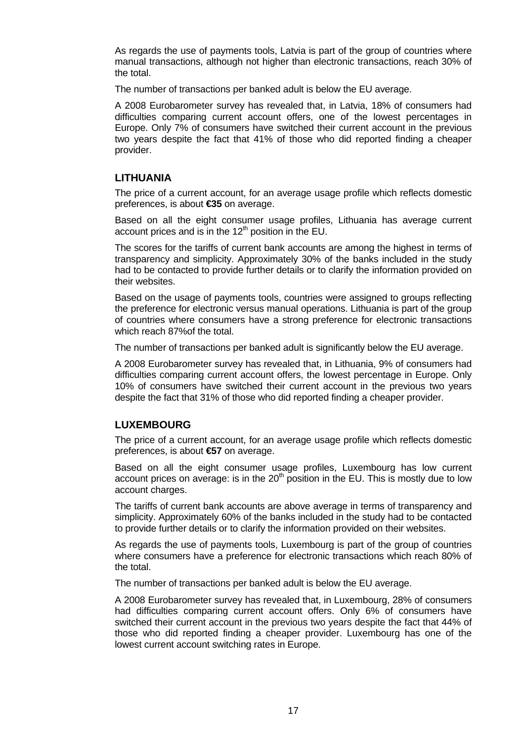As regards the use of payments tools, Latvia is part of the group of countries where manual transactions, although not higher than electronic transactions, reach 30% of the total.

The number of transactions per banked adult is below the EU average.

A 2008 Eurobarometer survey has revealed that, in Latvia, 18% of consumers had difficulties comparing current account offers, one of the lowest percentages in Europe. Only 7% of consumers have switched their current account in the previous two years despite the fact that 41% of those who did reported finding a cheaper provider.

## LITHUANIA

The price of a current account, for an average usage profile which reflects domestic preferences, is about **€35** on average.

Based on all the eight consumer usage profiles, Lithuania has average current account prices and is in the 12th position in the EU.

The scores for the tariffs of current bank accounts are among the highest in terms of transparency and simplicity. Approximately 30% of the banks included in the study had to be contacted to provide further details or to clarify the information provided on their websites.

Based on the usage of payments tools, countries were assigned to groups reflecting the preference for electronic versus manual operations. Lithuania is part of the group of countries where consumers have a strong preference for electronic transactions which reach 87%of the total.

The number of transactions per banked adult is significantly below the EU average.

A 2008 Eurobarometer survey has revealed that, in Lithuania, 9% of consumers had difficulties comparing current account offers, the lowest percentage in Europe. Only 10% of consumers have switched their current account in the previous two years despite the fact that 31% of those who did reported finding a cheaper provider.

## LUXEMBOURG

The price of a current account, for an average usage profile which reflects domestic preferences, is about **€57** on average.

Based on all the eight consumer usage profiles, Luxembourg has low current account prices on average: is in the 20th position in the EU. This is mostly due to low account charges.

The tariffs of current bank accounts are above average in terms of transparency and simplicity. Approximately 60% of the banks included in the study had to be contacted to provide further details or to clarify the information provided on their websites.

As regards the use of payments tools, Luxembourg is part of the group of countries where consumers have a preference for electronic transactions which reach 80% of the total.

The number of transactions per banked adult is below the EU average.

A 2008 Eurobarometer survey has revealed that, in Luxembourg, 28% of consumers had difficulties comparing current account offers. Only 6% of consumers have switched their current account in the previous two years despite the fact that 44% of those who did reported finding a cheaper provider. Luxembourg has one of the lowest current account switching rates in Europe.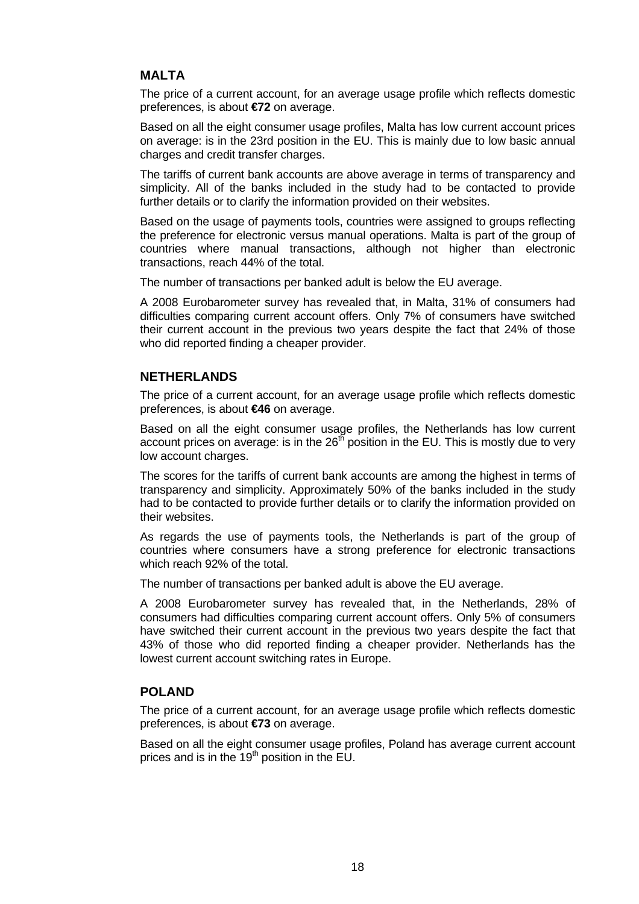## MALTA

The price of a current account, for an average usage profile which reflects domestic preferences, is about **€72** on average.

Based on all the eight consumer usage profiles, Malta has low current account prices on average: is in the 23rd position in the EU. This is mainly due to low basic annual charges and credit transfer charges.

The tariffs of current bank accounts are above average in terms of transparency and simplicity. All of the banks included in the study had to be contacted to provide further details or to clarify the information provided on their websites.

Based on the usage of payments tools, countries were assigned to groups reflecting the preference for electronic versus manual operations. Malta is part of the group of countries where manual transactions, although not higher than electronic transactions, reach 44% of the total.

The number of transactions per banked adult is below the EU average.

A 2008 Eurobarometer survey has revealed that, in Malta, 31% of consumers had difficulties comparing current account offers. Only 7% of consumers have switched their current account in the previous two years despite the fact that 24% of those who did reported finding a cheaper provider.

## NETHERLANDS

The price of a current account, for an average usage profile which reflects domestic preferences, is about **€46** on average.

Based on all the eight consumer usage profiles, the Netherlands has low current account prices on average: is in the 26th position in the EU. This is mostly due to very low account charges.

The scores for the tariffs of current bank accounts are among the highest in terms of transparency and simplicity. Approximately 50% of the banks included in the study had to be contacted to provide further details or to clarify the information provided on their websites.

As regards the use of payments tools, the Netherlands is part of the group of countries where consumers have a strong preference for electronic transactions which reach 92% of the total.

The number of transactions per banked adult is above the EU average.

A 2008 Eurobarometer survey has revealed that, in the Netherlands, 28% of consumers had difficulties comparing current account offers. Only 5% of consumers have switched their current account in the previous two years despite the fact that 43% of those who did reported finding a cheaper provider. Netherlands has the lowest current account switching rates in Europe.

## POLAND

The price of a current account, for an average usage profile which reflects domestic preferences, is about **€73** on average.

Based on all the eight consumer usage profiles, Poland has average current account prices and is in the 19th position in the EU.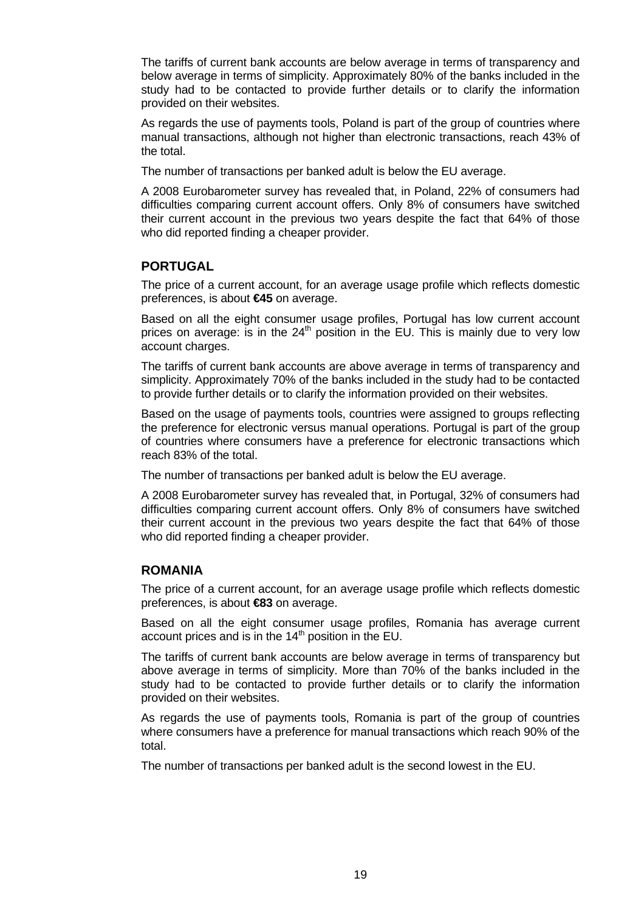The tariffs of current bank accounts are below average in terms of transparency and below average in terms of simplicity. Approximately 80% of the banks included in the study had to be contacted to provide further details or to clarify the information provided on their websites.

As regards the use of payments tools, Poland is part of the group of countries where manual transactions, although not higher than electronic transactions, reach 43% of the total.

The number of transactions per banked adult is below the EU average.

A 2008 Eurobarometer survey has revealed that, in Poland, 22% of consumers had difficulties comparing current account offers. Only 8% of consumers have switched their current account in the previous two years despite the fact that 64% of those who did reported finding a cheaper provider.

## PORTUGAL

The price of a current account, for an average usage profile which reflects domestic preferences, is about **€45** on average.

Based on all the eight consumer usage profiles, Portugal has low current account prices on average: is in the 24th position in the EU. This is mainly due to very low account charges.

The tariffs of current bank accounts are above average in terms of transparency and simplicity. Approximately 70% of the banks included in the study had to be contacted to provide further details or to clarify the information provided on their websites.

Based on the usage of payments tools, countries were assigned to groups reflecting the preference for electronic versus manual operations. Portugal is part of the group of countries where consumers have a preference for electronic transactions which reach 83% of the total.

The number of transactions per banked adult is below the EU average.

A 2008 Eurobarometer survey has revealed that, in Portugal, 32% of consumers had difficulties comparing current account offers. Only 8% of consumers have switched their current account in the previous two years despite the fact that 64% of those who did reported finding a cheaper provider.

## ROMANIA

The price of a current account, for an average usage profile which reflects domestic preferences, is about **€83** on average.

Based on all the eight consumer usage profiles, Romania has average current account prices and is in the 14th position in the EU.

The tariffs of current bank accounts are below average in terms of transparency but above average in terms of simplicity. More than 70% of the banks included in the study had to be contacted to provide further details or to clarify the information provided on their websites.

As regards the use of payments tools, Romania is part of the group of countries where consumers have a preference for manual transactions which reach 90% of the total.

The number of transactions per banked adult is the second lowest in the EU.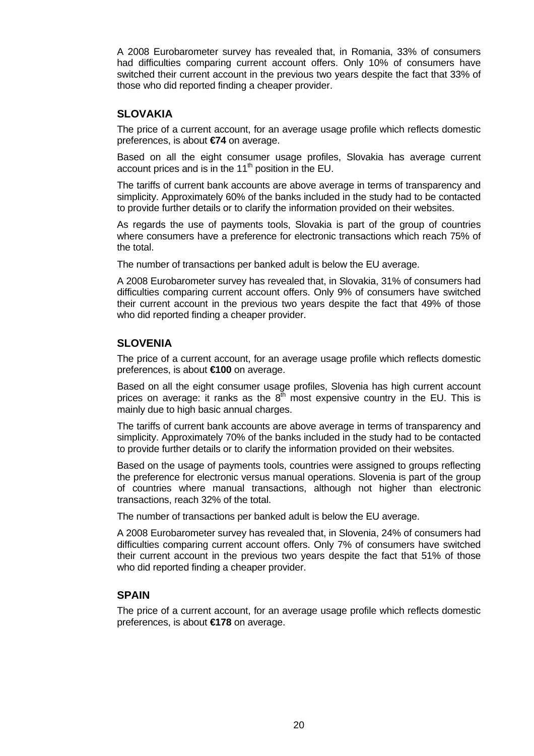A 2008 Eurobarometer survey has revealed that, in Romania, 33% of consumers had difficulties comparing current account offers. Only 10% of consumers have switched their current account in the previous two years despite the fact that 33% of those who did reported finding a cheaper provider.

## SLOVAKIA

The price of a current account, for an average usage profile which reflects domestic preferences, is about **€74** on average.

Based on all the eight consumer usage profiles, Slovakia has average current account prices and is in the 11th position in the EU.

The tariffs of current bank accounts are above average in terms of transparency and simplicity. Approximately 60% of the banks included in the study had to be contacted to provide further details or to clarify the information provided on their websites.

As regards the use of payments tools, Slovakia is part of the group of countries where consumers have a preference for electronic transactions which reach 75% of the total.

The number of transactions per banked adult is below the EU average.

A 2008 Eurobarometer survey has revealed that, in Slovakia, 31% of consumers had difficulties comparing current account offers. Only 9% of consumers have switched their current account in the previous two years despite the fact that 49% of those who did reported finding a cheaper provider.

## SLOVENIA

The price of a current account, for an average usage profile which reflects domestic preferences, is about **€100** on average.

Based on all the eight consumer usage profiles, Slovenia has high current account prices on average: it ranks as the 8th most expensive country in the EU. This is mainly due to high basic annual charges.

The tariffs of current bank accounts are above average in terms of transparency and simplicity. Approximately 70% of the banks included in the study had to be contacted to provide further details or to clarify the information provided on their websites.

Based on the usage of payments tools, countries were assigned to groups reflecting the preference for electronic versus manual operations. Slovenia is part of the group of countries where manual transactions, although not higher than electronic transactions, reach 32% of the total.

The number of transactions per banked adult is below the EU average.

A 2008 Eurobarometer survey has revealed that, in Slovenia, 24% of consumers had difficulties comparing current account offers. Only 7% of consumers have switched their current account in the previous two years despite the fact that 51% of those who did reported finding a cheaper provider.

## SPAIN

The price of a current account, for an average usage profile which reflects domestic preferences, is about **€178** on average.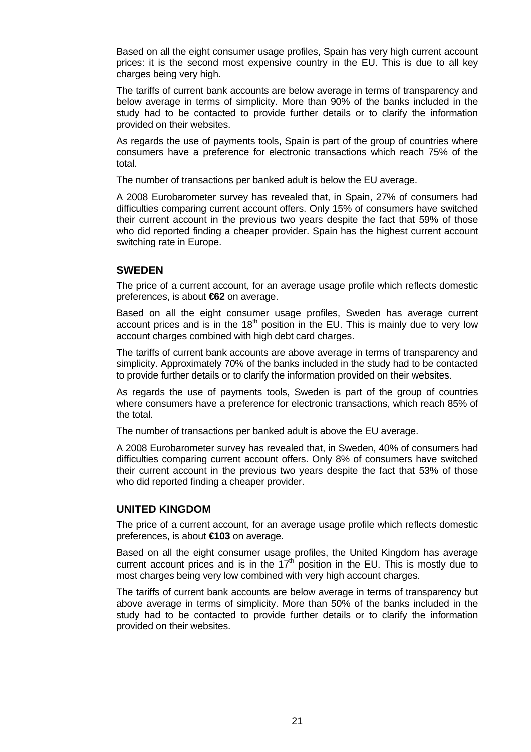Based on all the eight consumer usage profiles, Spain has very high current account prices: it is the second most expensive country in the EU. This is due to all key charges being very high.

The tariffs of current bank accounts are below average in terms of transparency and below average in terms of simplicity. More than 90% of the banks included in the study had to be contacted to provide further details or to clarify the information provided on their websites.

As regards the use of payments tools, Spain is part of the group of countries where consumers have a preference for electronic transactions which reach 75% of the total.

The number of transactions per banked adult is below the EU average.

A 2008 Eurobarometer survey has revealed that, in Spain, 27% of consumers had difficulties comparing current account offers. Only 15% of consumers have switched their current account in the previous two years despite the fact that 59% of those who did reported finding a cheaper provider. Spain has the highest current account switching rate in Europe.

## SWEDEN

The price of a current account, for an average usage profile which reflects domestic preferences, is about **€62** on average.

Based on all the eight consumer usage profiles, Sweden has average current account prices and is in the 18th position in the EU. This is mainly due to very low account charges combined with high debt card charges.

The tariffs of current bank accounts are above average in terms of transparency and simplicity. Approximately 70% of the banks included in the study had to be contacted to provide further details or to clarify the information provided on their websites.

As regards the use of payments tools, Sweden is part of the group of countries where consumers have a preference for electronic transactions, which reach 85% of the total.

The number of transactions per banked adult is above the EU average.

A 2008 Eurobarometer survey has revealed that, in Sweden, 40% of consumers had difficulties comparing current account offers. Only 8% of consumers have switched their current account in the previous two years despite the fact that 53% of those who did reported finding a cheaper provider.

## UNITED KINGDOM

The price of a current account, for an average usage profile which reflects domestic preferences, is about **€103** on average.

Based on all the eight consumer usage profiles, the United Kingdom has average current account prices and is in the 17th position in the EU. This is mostly due to most charges being very low combined with very high account charges.

The tariffs of current bank accounts are below average in terms of transparency but above average in terms of simplicity. More than 50% of the banks included in the study had to be contacted to provide further details or to clarify the information provided on their websites.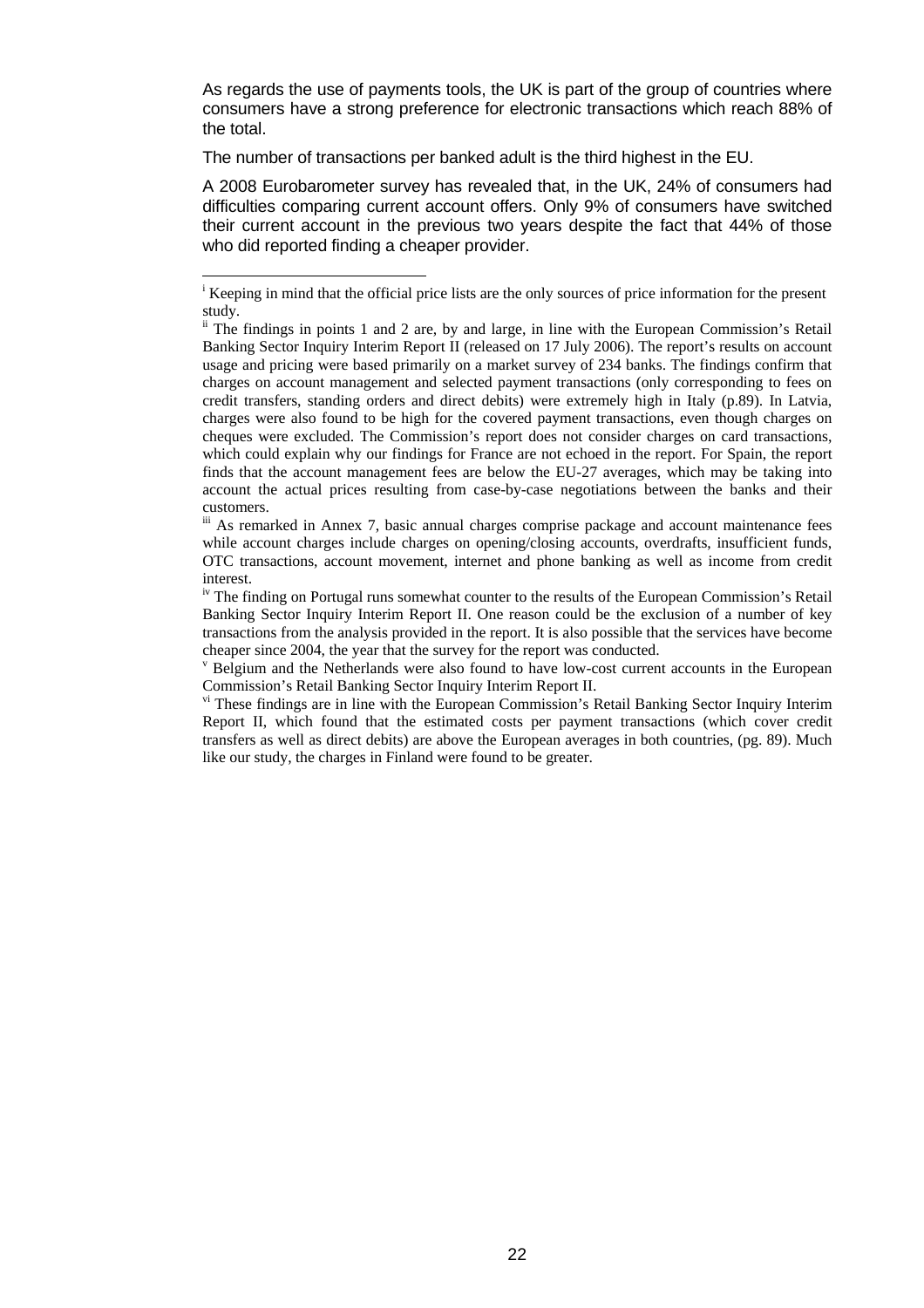As regards the use of payments tools, the UK is part of the group of countries where consumers have a strong preference for electronic transactions which reach 88% of the total.

The number of transactions per banked adult is the third highest in the EU.

A 2008 Eurobarometer survey has revealed that, in the UK, 24% of consumers had difficulties comparing current account offers. Only 9% of consumers have switched their current account in the previous two years despite the fact that 44% of those who did reported finding a cheaper provider.

---

[i] Keeping in mind that the official price lists are the only sources of price information for the present study.

[ii] The findings in points 1 and 2 are, by and large, in line with the European Commission's Retail Banking Sector Inquiry Interim Report II (released on 17 July 2006). The report's results on account usage and pricing were based primarily on a market survey of 234 banks. The findings confirm that charges on account management and selected payment transactions (only corresponding to fees on credit transfers, standing orders and direct debits) were extremely high in Italy (p.89). In Latvia, charges were also found to be high for the covered payment transactions, even though charges on cheques were excluded. The Commission's report does not consider charges on card transactions, which could explain why our findings for France are not echoed in the report. For Spain, the report finds that the account management fees are below the EU-27 averages, which may be taking into account the actual prices resulting from case-by-case negotiations between the banks and their customers.

[iii] As remarked in Annex 7, basic annual charges comprise package and account maintenance fees while account charges include charges on opening/closing accounts, overdrafts, insufficient funds, OTC transactions, account movement, internet and phone banking as well as income from credit interest.

[iv] The finding on Portugal runs somewhat counter to the results of the European Commission's Retail Banking Sector Inquiry Interim Report II. One reason could be the exclusion of a number of key transactions from the analysis provided in the report. It is also possible that the services have become cheaper since 2004, the year that the survey for the report was conducted.

[v] Belgium and the Netherlands were also found to have low-cost current accounts in the European Commission's Retail Banking Sector Inquiry Interim Report II.

[vi] These findings are in line with the European Commission's Retail Banking Sector Inquiry Interim Report II, which found that the estimated costs per payment transactions (which cover credit transfers as well as direct debits) are above the European averages in both countries, (pg. 89). Much like our study, the charges in Finland were found to be greater.